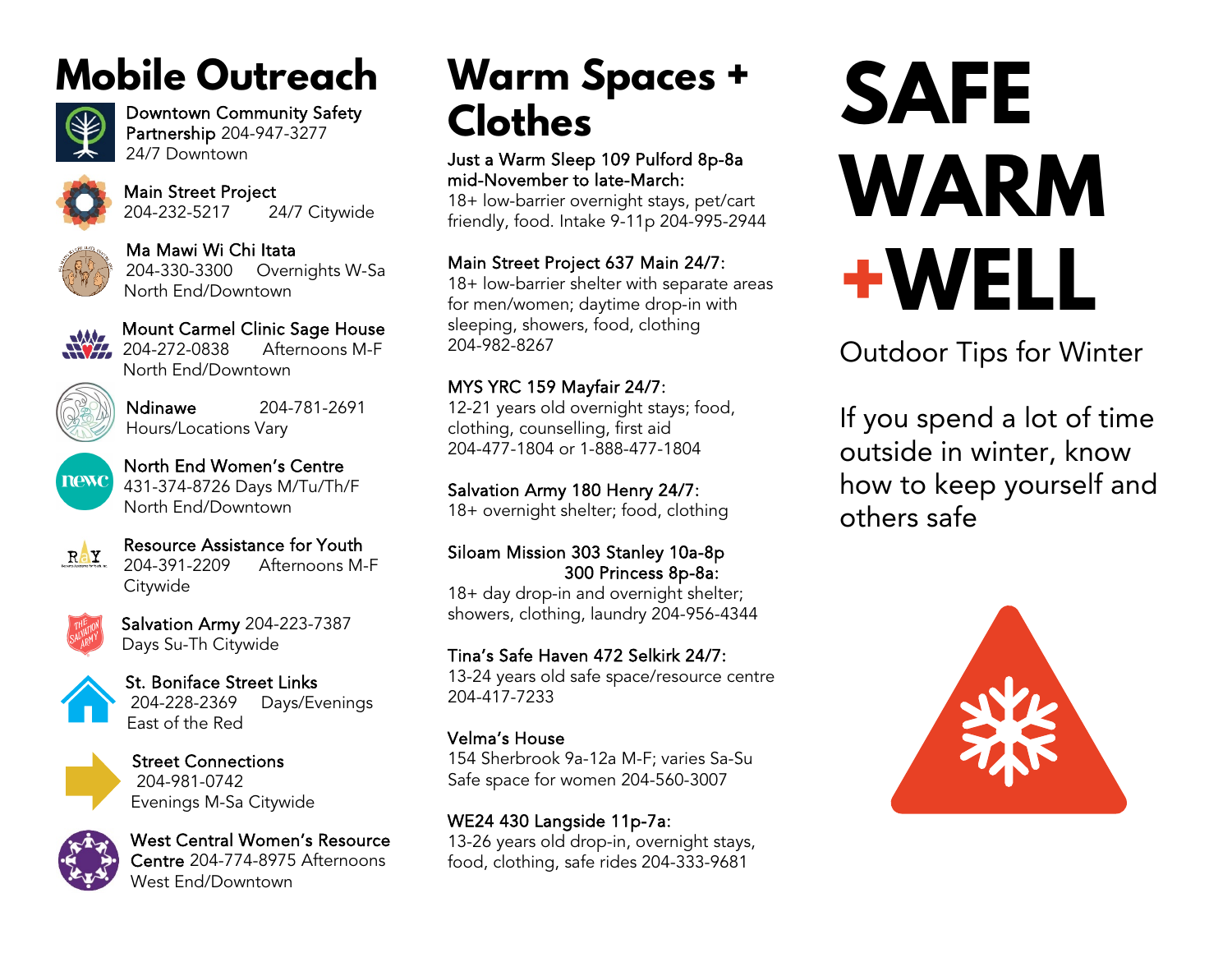# Mobile Outreach

**Downtown Community Safety Partnership** 204-947-3277
24/7 Downtown

**Main Street Project**
204-232-5217 24/7 Citywide

**Ma Mawi Wi Chi Itata**
204-330-3300 Overnights W-Sa
North End/Downtown

**Mount Carmel Clinic Sage House**
204-272-0838 Afternoons M-F
North End/Downtown

**Ndinawe** 204-781-2691
Hours/Locations Vary

**North End Women's Centre**
431-374-8726 Days M/Tu/Th/F
North End/Downtown

**Resource Assistance for Youth**
204-391-2209 Afternoons M-F
Citywide

**Salvation Army** 204-223-7387
Days Su-Th Citywide

**St. Boniface Street Links**
204-228-2369 Days/Evenings
East of the Red

**Street Connections**
204-981-0742
Evenings M-Sa Citywide

**West Central Women's Resource Centre** 204-774-8975 Afternoons
West End/Downtown

# Warm Spaces + Clothes

**Just a Warm Sleep 109 Pulford 8p-8a mid-November to late-March:**
18+ low-barrier overnight stays, pet/cart friendly, food. Intake 9-11p 204-995-2944

**Main Street Project 637 Main 24/7:**
18+ low-barrier shelter with separate areas for men/women; daytime drop-in with sleeping, showers, food, clothing
204-982-8267

**MYS YRC 159 Mayfair 24/7:**
12-21 years old overnight stays; food, clothing, counselling, first aid
204-477-1804 or 1-888-477-1804

**Salvation Army 180 Henry 24/7:**
18+ overnight shelter; food, clothing

**Siloam Mission 303 Stanley 10a-8p**
**300 Princess 8p-8a:**
18+ day drop-in and overnight shelter; showers, clothing, laundry 204-956-4344

**Tina's Safe Haven 472 Selkirk 24/7:**
13-24 years old safe space/resource centre
204-417-7233

**Velma's House**
154 Sherbrook 9a-12a M-F; varies Sa-Su
Safe space for women 204-560-3007

**WE24 430 Langside 11p-7a:**
13-26 years old drop-in, overnight stays, food, clothing, safe rides 204-333-9681

# SAFE WARM +WELL

## Outdoor Tips for Winter

If you spend a lot of time outside in winter, know how to keep yourself and others safe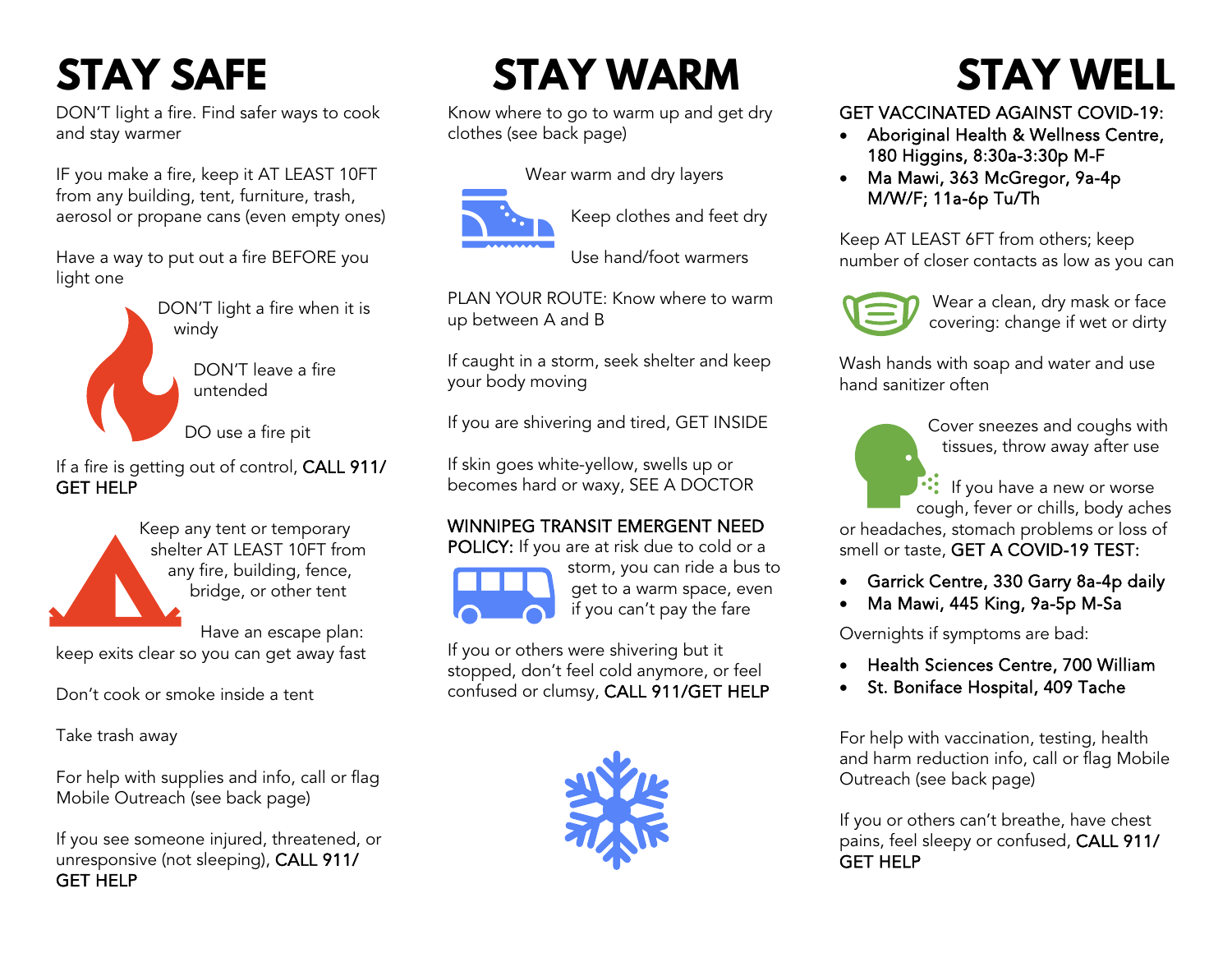# STAY SAFE

DON'T light a fire. Find safer ways to cook and stay warmer

IF you make a fire, keep it AT LEAST 10FT from any building, tent, furniture, trash, aerosol or propane cans (even empty ones)

Have a way to put out a fire BEFORE you light one

DON'T light a fire when it is windy

DON'T leave a fire untended

DO use a fire pit

If a fire is getting out of control, CALL 911/ GET HELP

Keep any tent or temporary shelter AT LEAST 10FT from any fire, building, fence, bridge, or other tent

Have an escape plan: keep exits clear so you can get away fast

Don't cook or smoke inside a tent

Take trash away

For help with supplies and info, call or flag Mobile Outreach (see back page)

If you see someone injured, threatened, or unresponsive (not sleeping), CALL 911/ GET HELP

# STAY WARM

Know where to go to warm up and get dry clothes (see back page)

Wear warm and dry layers

Keep clothes and feet dry

Use hand/foot warmers

PLAN YOUR ROUTE: Know where to warm up between A and B

If caught in a storm, seek shelter and keep your body moving

If you are shivering and tired, GET INSIDE

If skin goes white-yellow, swells up or becomes hard or waxy, SEE A DOCTOR

WINNIPEG TRANSIT EMERGENT NEED POLICY: If you are at risk due to cold or a storm, you can ride a bus to get to a warm space, even if you can't pay the fare

If you or others were shivering but it stopped, don't feel cold anymore, or feel confused or clumsy, CALL 911/GET HELP

# STAY WELL

GET VACCINATED AGAINST COVID-19:

- Aboriginal Health & Wellness Centre, 180 Higgins, 8:30a-3:30p M-F
- Ma Mawi, 363 McGregor, 9a-4p M/W/F; 11a-6p Tu/Th

Keep AT LEAST 6FT from others; keep number of closer contacts as low as you can

Wear a clean, dry mask or face covering: change if wet or dirty

Wash hands with soap and water and use hand sanitizer often

Cover sneezes and coughs with tissues, throw away after use

If you have a new or worse cough, fever or chills, body aches or headaches, stomach problems or loss of smell or taste, GET A COVID-19 TEST:

- Garrick Centre, 330 Garry 8a-4p daily
- Ma Mawi, 445 King, 9a-5p M-Sa

Overnights if symptoms are bad:

- Health Sciences Centre, 700 William
- St. Boniface Hospital, 409 Tache

For help with vaccination, testing, health and harm reduction info, call or flag Mobile Outreach (see back page)

If you or others can't breathe, have chest pains, feel sleepy or confused, CALL 911/ GET HELP